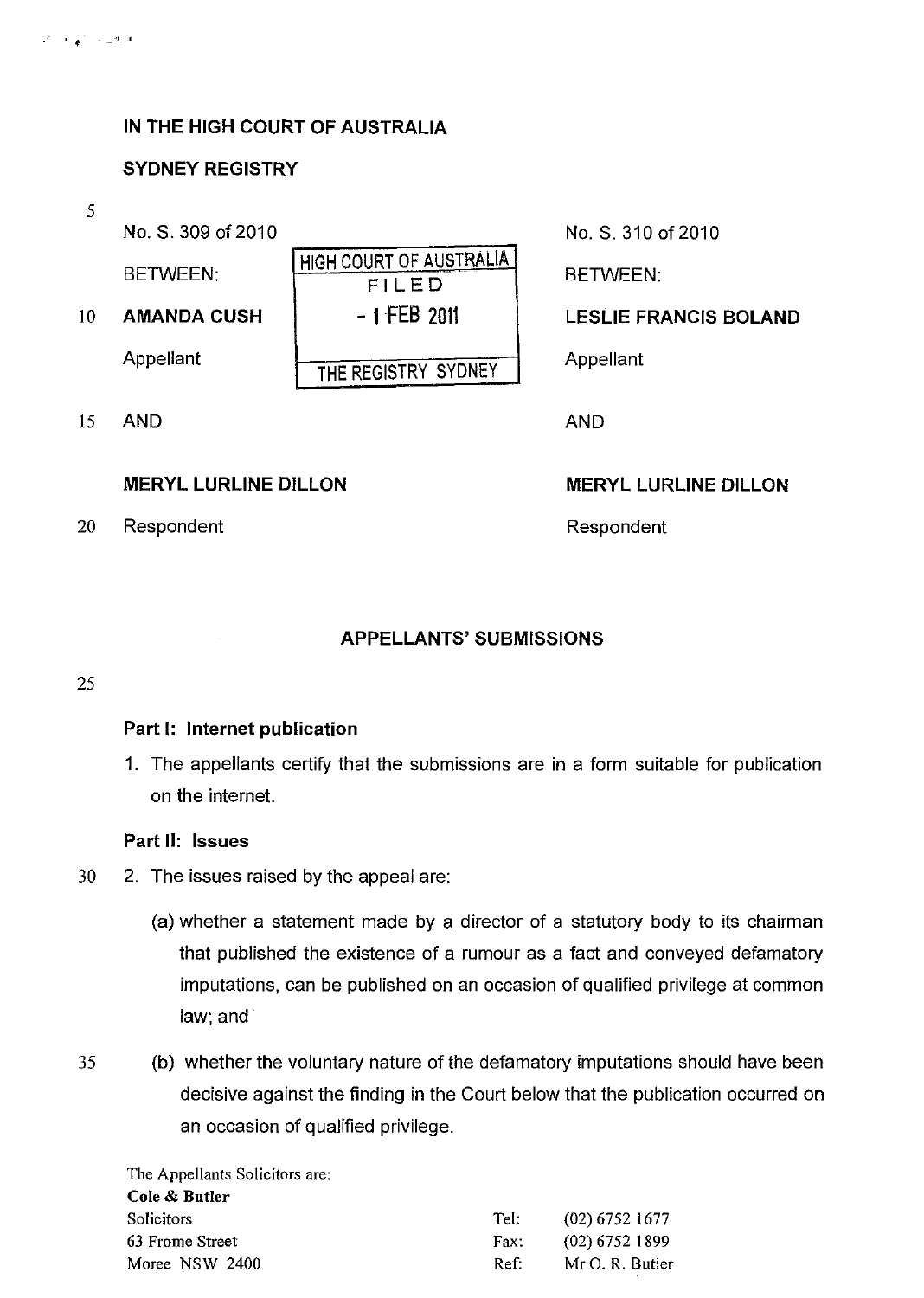**IN THE HIGH COURT OF AUSTRALIA**

**SYDNEY REGISTRY**

| No. S. 309 of 2010 | | No. S. 310 of 2010 |
|---|---|---|
| BETWEEN: | HIGH COURT OF AUSTRALIA FILED - 1 FEB 2011 THE REGISTRY SYDNEY | BETWEEN: |
| **AMANDA CUSH** | | **LESLIE FRANCIS BOLAND** |
| Appellant | | Appellant |
| AND | | AND |
| **MERYL LURLINE DILLON** | | **MERYL LURLINE DILLON** |
| Respondent | | Respondent |

**APPELLANTS' SUBMISSIONS**

**Part I: Internet publication**

1. The appellants certify that the submissions are in a form suitable for publication on the internet.

**Part II: Issues**

2. The issues raised by the appeal are:

   (a) whether a statement made by a director of a statutory body to its chairman that published the existence of a rumour as a fact and conveyed defamatory imputations, can be published on an occasion of qualified privilege at common law; and

   (b) whether the voluntary nature of the defamatory imputations should have been decisive against the finding in the Court below that the publication occurred on an occasion of qualified privilege.

The Appellants Solicitors are:
**Cole & Butler**
Solicitors
63 Frome Street
Moree NSW 2400

Tel: (02) 6752 1677
Fax: (02) 6752 1899
Ref: Mr O. R. Butler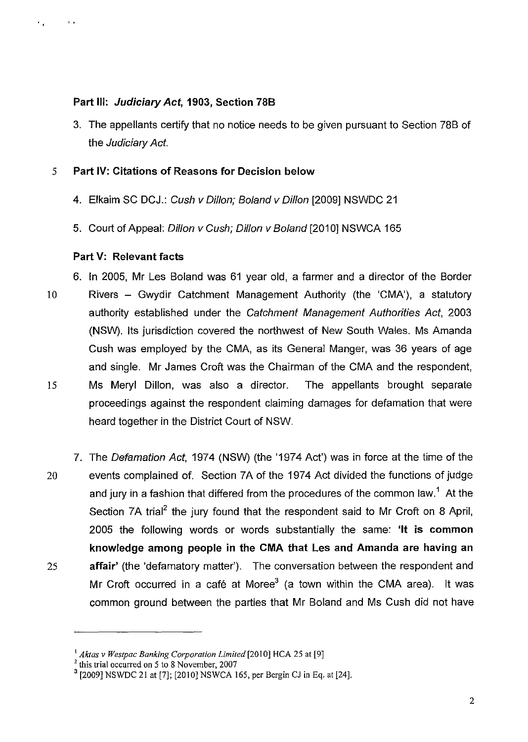## Part III: *Judiciary Act*, 1903, Section 78B

3. The appellants certify that no notice needs to be given pursuant to Section 78B of the *Judiciary Act*.

## Part IV: Citations of Reasons for Decision below

4. Elkaim SC DCJ.: *Cush v Dillon; Boland v Dillon* [2009] NSWDC 21

5. Court of Appeal: *Dillon v Cush; Dillon v Boland* [2010] NSWCA 165

## Part V: Relevant facts

6. In 2005, Mr Les Boland was 61 year old, a farmer and a director of the Border Rivers – Gwydir Catchment Management Authority (the 'CMA'), a statutory authority established under the *Catchment Management Authorities Act*, 2003 (NSW). Its jurisdiction covered the northwest of New South Wales. Ms Amanda Cush was employed by the CMA, as its General Manger, was 36 years of age and single. Mr James Croft was the Chairman of the CMA and the respondent, Ms Meryl Dillon, was also a director. The appellants brought separate proceedings against the respondent claiming damages for defamation that were heard together in the District Court of NSW.

7. The *Defamation Act*, 1974 (NSW) (the '1974 Act') was in force at the time of the events complained of. Section 7A of the 1974 Act divided the functions of judge and jury in a fashion that differed from the procedures of the common law.[1] At the Section 7A trial[2] the jury found that the respondent said to Mr Croft on 8 April, 2005 the following words or words substantially the same: **'It is common knowledge among people in the CMA that Les and Amanda are having an affair'** (the 'defamatory matter'). The conversation between the respondent and Mr Croft occurred in a café at Moree[3] (a town within the CMA area). It was common ground between the parties that Mr Boland and Ms Cush did not have

---

[1] *Aktas v Westpac Banking Corporation Limited* [2010] HCA 25 at [9]

[2] this trial occurred on 5 to 8 November, 2007

[3] [2009] NSWDC 21 at [7]; [2010] NSWCA 165, per Bergin CJ in Eq. at [24].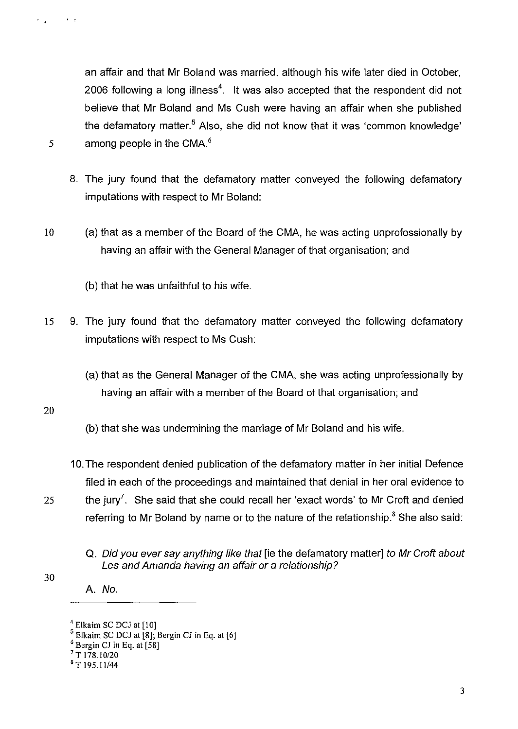an affair and that Mr Boland was married, although his wife later died in October, 2006 following a long illness[4]. It was also accepted that the respondent did not believe that Mr Boland and Ms Cush were having an affair when she published the defamatory matter.[5] Also, she did not know that it was 'common knowledge' among people in the CMA.[6]

8. The jury found that the defamatory matter conveyed the following defamatory imputations with respect to Mr Boland:

   (a) that as a member of the Board of the CMA, he was acting unprofessionally by having an affair with the General Manager of that organisation; and

   (b) that he was unfaithful to his wife.

9. The jury found that the defamatory matter conveyed the following defamatory imputations with respect to Ms Cush:

   (a) that as the General Manager of the CMA, she was acting unprofessionally by having an affair with a member of the Board of that organisation; and

   (b) that she was undermining the marriage of Mr Boland and his wife.

10. The respondent denied publication of the defamatory matter in her initial Defence filed in each of the proceedings and maintained that denial in her oral evidence to the jury[7]. She said that she could recall her 'exact words' to Mr Croft and denied referring to Mr Boland by name or to the nature of the relationship.[8] She also said:

    Q. *Did you ever say anything like that* [ie the defamatory matter] *to Mr Croft about Les and Amanda having an affair or a relationship?*

    A. *No.*

---

[4] Elkaim SC DCJ at [10]

[5] Elkaim SC DCJ at [8]; Bergin CJ in Eq. at [6]

[6] Bergin CJ in Eq. at [58]

[7] T 178.10/20

[8] T 195.11/44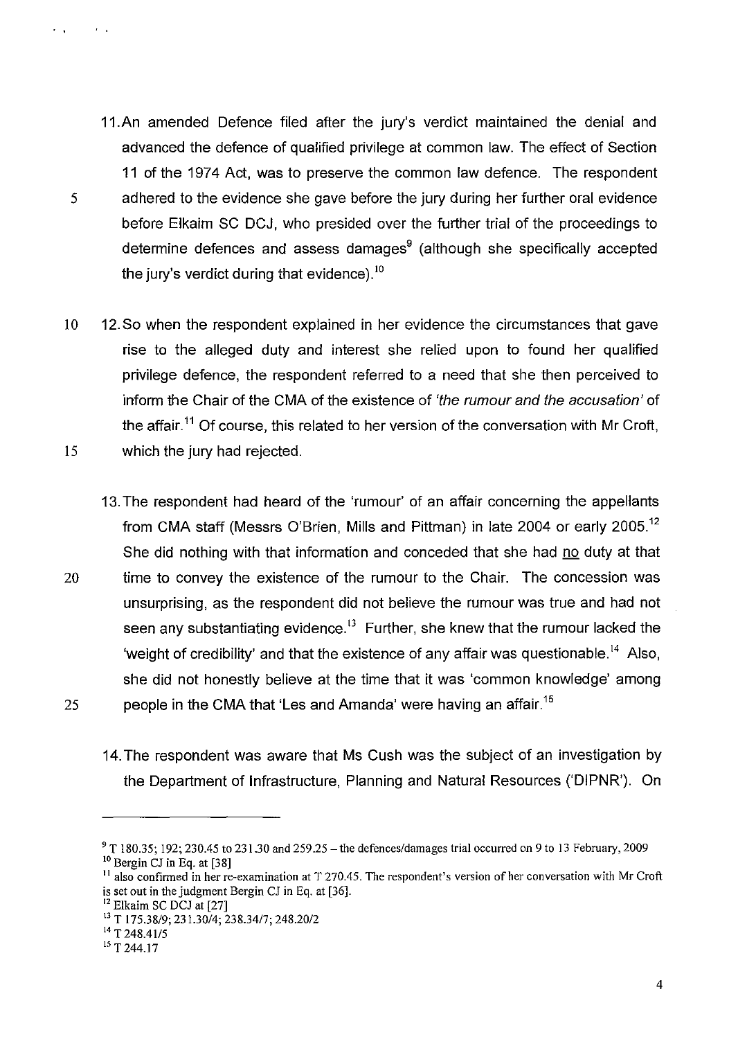11. An amended Defence filed after the jury's verdict maintained the denial and advanced the defence of qualified privilege at common law. The effect of Section 11 of the 1974 Act, was to preserve the common law defence. The respondent adhered to the evidence she gave before the jury during her further oral evidence before Elkaim SC DCJ, who presided over the further trial of the proceedings to determine defences and assess damages[9] (although she specifically accepted the jury's verdict during that evidence).[10]

12. So when the respondent explained in her evidence the circumstances that gave rise to the alleged duty and interest she relied upon to found her qualified privilege defence, the respondent referred to a need that she then perceived to inform the Chair of the CMA of the existence of *'the rumour and the accusation'* of the affair.[11] Of course, this related to her version of the conversation with Mr Croft, which the jury had rejected.

13. The respondent had heard of the 'rumour' of an affair concerning the appellants from CMA staff (Messrs O'Brien, Mills and Pittman) in late 2004 or early 2005.[12] She did nothing with that information and conceded that she had <u>no</u> duty at that time to convey the existence of the rumour to the Chair. The concession was unsurprising, as the respondent did not believe the rumour was true and had not seen any substantiating evidence.[13] Further, she knew that the rumour lacked the 'weight of credibility' and that the existence of any affair was questionable.[14] Also, she did not honestly believe at the time that it was 'common knowledge' among people in the CMA that 'Les and Amanda' were having an affair.[15]

14. The respondent was aware that Ms Cush was the subject of an investigation by the Department of Infrastructure, Planning and Natural Resources ('DIPNR'). On

---

[9] T 180.35; 192; 230.45 to 231.30 and 259.25 – the defences/damages trial occurred on 9 to 13 February, 2009

[10] Bergin CJ in Eq. at [38]

[11] also confirmed in her re-examination at T 270.45. The respondent's version of her conversation with Mr Croft is set out in the judgment Bergin CJ in Eq. at [36].

[12] Elkaim SC DCJ at [27]

[13] T 175.38/9; 231.30/4; 238.34/7; 248.20/2

[14] T 248.41/5

[15] T 244.17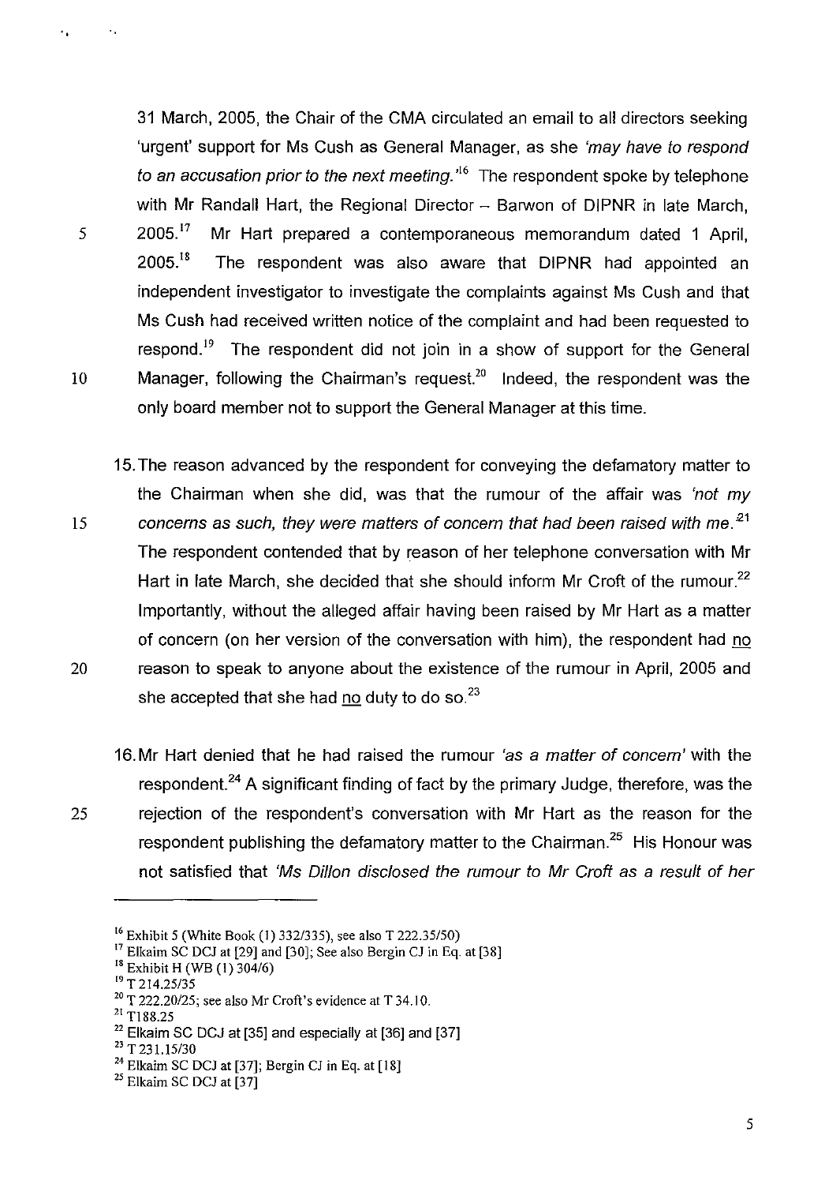31 March, 2005, the Chair of the CMA circulated an email to all directors seeking 'urgent' support for Ms Cush as General Manager, as she *'may have to respond to an accusation prior to the next meeting.'*[16] The respondent spoke by telephone with Mr Randall Hart, the Regional Director – Barwon of DIPNR in late March, 2005.[17] Mr Hart prepared a contemporaneous memorandum dated 1 April, 2005.[18] The respondent was also aware that DIPNR had appointed an independent investigator to investigate the complaints against Ms Cush and that Ms Cush had received written notice of the complaint and had been requested to respond.[19] The respondent did not join in a show of support for the General Manager, following the Chairman's request.[20] Indeed, the respondent was the only board member not to support the General Manager at this time.

15. The reason advanced by the respondent for conveying the defamatory matter to the Chairman when she did, was that the rumour of the affair was *'not my concerns as such, they were matters of concern that had been raised with me.'*[21] The respondent contended that by reason of her telephone conversation with Mr Hart in late March, she decided that she should inform Mr Croft of the rumour.[22] Importantly, without the alleged affair having been raised by Mr Hart as a matter of concern (on her version of the conversation with him), the respondent had no reason to speak to anyone about the existence of the rumour in April, 2005 and she accepted that she had no duty to do so.[23]

16. Mr Hart denied that he had raised the rumour *'as a matter of concern'* with the respondent.[24] A significant finding of fact by the primary Judge, therefore, was the rejection of the respondent's conversation with Mr Hart as the reason for the respondent publishing the defamatory matter to the Chairman.[25] His Honour was not satisfied that *'Ms Dillon disclosed the rumour to Mr Croft as a result of her*

---

[16] Exhibit 5 (White Book (1) 332/335), see also T 222.35/50)

[17] Elkaim SC DCJ at [29] and [30]; See also Bergin CJ in Eq. at [38]

[18] Exhibit H (WB (1) 304/6)

[19] T 214.25/35

[20] T 222.20/25; see also Mr Croft's evidence at T 34.10.

[21] T188.25

[22] Elkaim SC DCJ at [35] and especially at [36] and [37]

[23] T 231.15/30

[24] Elkaim SC DCJ at [37]; Bergin CJ in Eq. at [18]

[25] Elkaim SC DCJ at [37]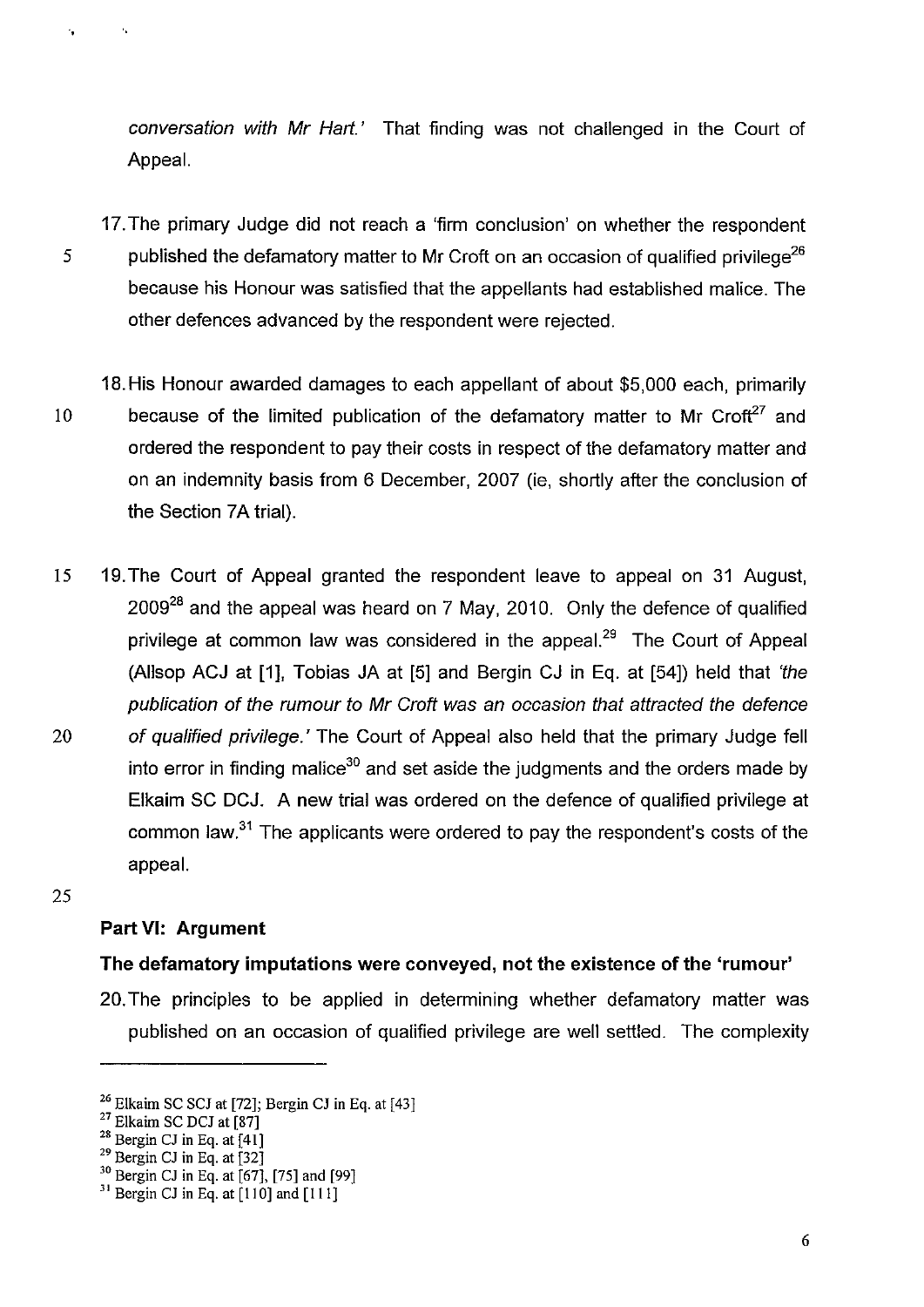*conversation with Mr Hart.'* That finding was not challenged in the Court of Appeal.

17. The primary Judge did not reach a 'firm conclusion' on whether the respondent published the defamatory matter to Mr Croft on an occasion of qualified privilege[26] because his Honour was satisfied that the appellants had established malice. The other defences advanced by the respondent were rejected.

18. His Honour awarded damages to each appellant of about $5,000 each, primarily because of the limited publication of the defamatory matter to Mr Croft[27] and ordered the respondent to pay their costs in respect of the defamatory matter and on an indemnity basis from 6 December, 2007 (ie, shortly after the conclusion of the Section 7A trial).

19. The Court of Appeal granted the respondent leave to appeal on 31 August, 2009[28] and the appeal was heard on 7 May, 2010. Only the defence of qualified privilege at common law was considered in the appeal.[29] The Court of Appeal (Allsop ACJ at [1], Tobias JA at [5] and Bergin CJ in Eq. at [54]) held that *'the publication of the rumour to Mr Croft was an occasion that attracted the defence of qualified privilege.'* The Court of Appeal also held that the primary Judge fell into error in finding malice[30] and set aside the judgments and the orders made by Elkaim SC DCJ. A new trial was ordered on the defence of qualified privilege at common law.[31] The applicants were ordered to pay the respondent's costs of the appeal.

## Part VI: Argument

### The defamatory imputations were conveyed, not the existence of the 'rumour'

20. The principles to be applied in determining whether defamatory matter was published on an occasion of qualified privilege are well settled. The complexity

---

[26] Elkaim SC SCJ at [72]; Bergin CJ in Eq. at [43]
[27] Elkaim SC DCJ at [87]
[28] Bergin CJ in Eq. at [41]
[29] Bergin CJ in Eq. at [32]
[30] Bergin CJ in Eq. at [67], [75] and [99]
[31] Bergin CJ in Eq. at [110] and [111]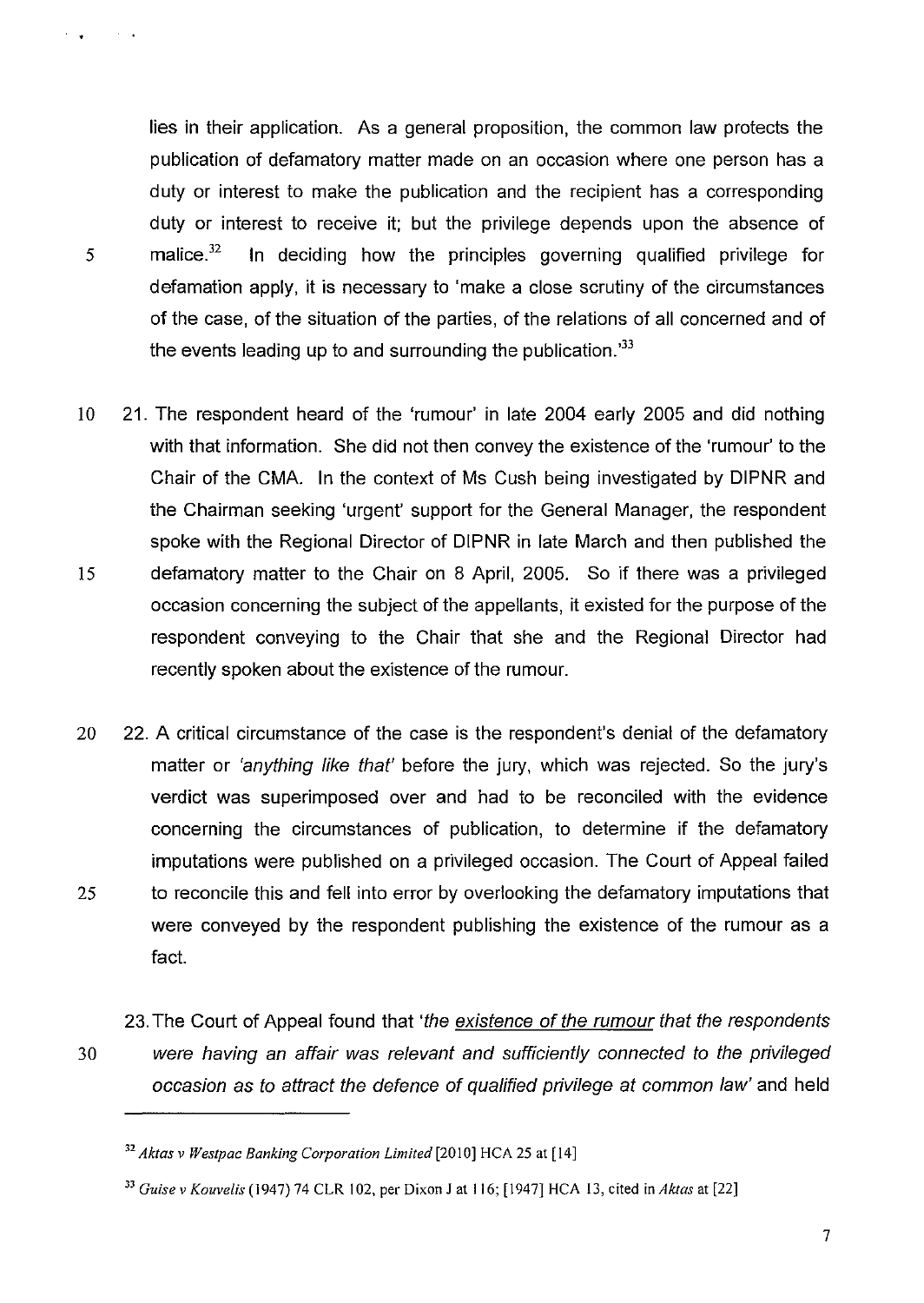lies in their application. As a general proposition, the common law protects the publication of defamatory matter made on an occasion where one person has a duty or interest to make the publication and the recipient has a corresponding duty or interest to receive it; but the privilege depends upon the absence of malice.[32] In deciding how the principles governing qualified privilege for defamation apply, it is necessary to 'make a close scrutiny of the circumstances of the case, of the situation of the parties, of the relations of all concerned and of the events leading up to and surrounding the publication.'[33]

21. The respondent heard of the 'rumour' in late 2004 early 2005 and did nothing with that information. She did not then convey the existence of the 'rumour' to the Chair of the CMA. In the context of Ms Cush being investigated by DIPNR and the Chairman seeking 'urgent' support for the General Manager, the respondent spoke with the Regional Director of DIPNR in late March and then published the defamatory matter to the Chair on 8 April, 2005. So if there was a privileged occasion concerning the subject of the appellants, it existed for the purpose of the respondent conveying to the Chair that she and the Regional Director had recently spoken about the existence of the rumour.

22. A critical circumstance of the case is the respondent's denial of the defamatory matter or *'anything like that'* before the jury, which was rejected. So the jury's verdict was superimposed over and had to be reconciled with the evidence concerning the circumstances of publication, to determine if the defamatory imputations were published on a privileged occasion. The Court of Appeal failed to reconcile this and fell into error by overlooking the defamatory imputations that were conveyed by the respondent publishing the existence of the rumour as a fact.

23. The Court of Appeal found that *'the <u>existence of the rumour</u> that the respondents were having an affair was relevant and sufficiently connected to the privileged occasion as to attract the defence of qualified privilege at common law'* and held

---

[32] *Aktas v Westpac Banking Corporation Limited* [2010] HCA 25 at [14]

[33] *Guise v Kouvelis* (1947) 74 CLR 102, per Dixon J at 116; [1947] HCA 13, cited in *Aktas* at [22]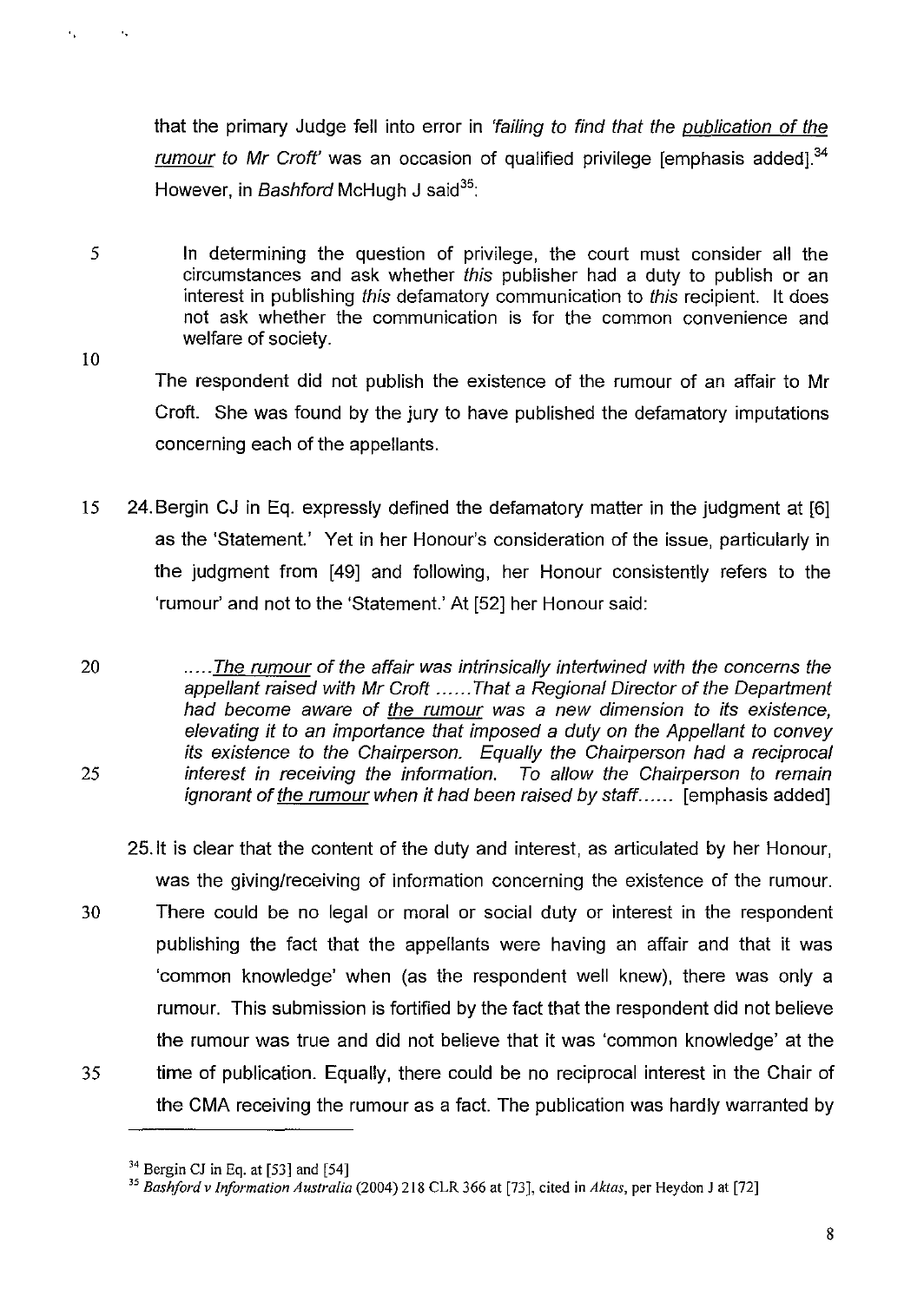that the primary Judge fell into error in *'failing to find that the publication of the rumour to Mr Croft'* was an occasion of qualified privilege [emphasis added].[34] However, in *Bashford* McHugh J said[35]:

> In determining the question of privilege, the court must consider all the circumstances and ask whether *this* publisher had a duty to publish or an interest in publishing *this* defamatory communication to *this* recipient. It does not ask whether the communication is for the common convenience and welfare of society.

The respondent did not publish the existence of the rumour of an affair to Mr Croft. She was found by the jury to have published the defamatory imputations concerning each of the appellants.

24. Bergin CJ in Eq. expressly defined the defamatory matter in the judgment at [6] as the 'Statement.' Yet in her Honour's consideration of the issue, particularly in the judgment from [49] and following, her Honour consistently refers to the 'rumour' and not to the 'Statement.' At [52] her Honour said:

> *.....The rumour of the affair was intrinsically intertwined with the concerns the appellant raised with Mr Croft ......That a Regional Director of the Department had become aware of the rumour was a new dimension to its existence, elevating it to an importance that imposed a duty on the Appellant to convey its existence to the Chairperson. Equally the Chairperson had a reciprocal interest in receiving the information. To allow the Chairperson to remain ignorant of the rumour when it had been raised by staff......* [emphasis added]

25. It is clear that the content of the duty and interest, as articulated by her Honour, was the giving/receiving of information concerning the existence of the rumour. There could be no legal or moral or social duty or interest in the respondent publishing the fact that the appellants were having an affair and that it was 'common knowledge' when (as the respondent well knew), there was only a rumour. This submission is fortified by the fact that the respondent did not believe the rumour was true and did not believe that it was 'common knowledge' at the time of publication. Equally, there could be no reciprocal interest in the Chair of the CMA receiving the rumour as a fact. The publication was hardly warranted by

---

[34] Bergin CJ in Eq. at [53] and [54]

[35] *Bashford v Information Australia* (2004) 218 CLR 366 at [73], cited in *Aktas*, per Heydon J at [72]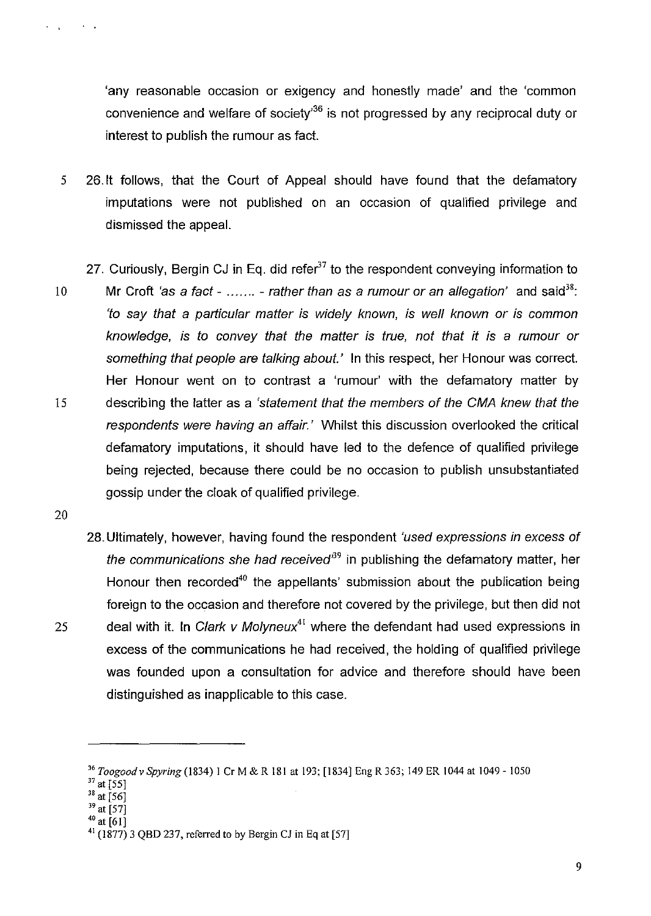'any reasonable occasion or exigency and honestly made' and the 'common convenience and welfare of society'[36] is not progressed by any reciprocal duty or interest to publish the rumour as fact.

26. It follows, that the Court of Appeal should have found that the defamatory imputations were not published on an occasion of qualified privilege and dismissed the appeal.

27. Curiously, Bergin CJ in Eq. did refer[37] to the respondent conveying information to Mr Croft *'as a fact - ....... - rather than as a rumour or an allegation'* and said[38]: *'to say that a particular matter is widely known, is well known or is common knowledge, is to convey that the matter is true, not that it is a rumour or something that people are talking about.'* In this respect, her Honour was correct. Her Honour went on to contrast a 'rumour' with the defamatory matter by describing the latter as a *'statement that the members of the CMA knew that the respondents were having an affair.'* Whilst this discussion overlooked the critical defamatory imputations, it should have led to the defence of qualified privilege being rejected, because there could be no occasion to publish unsubstantiated gossip under the cloak of qualified privilege.

28. Ultimately, however, having found the respondent *'used expressions in excess of the communications she had received'*[39] in publishing the defamatory matter, her Honour then recorded[40] the appellants' submission about the publication being foreign to the occasion and therefore not covered by the privilege, but then did not deal with it. In *Clark v Molyneux*[41] where the defendant had used expressions in excess of the communications he had received, the holding of qualified privilege was founded upon a consultation for advice and therefore should have been distinguished as inapplicable to this case.

---

[36] *Toogood v Spyring* (1834) 1 Cr M & R 181 at 193; [1834] Eng R 363; 149 ER 1044 at 1049 - 1050
[37] at [55]
[38] at [56]
[39] at [57]
[40] at [61]
[41] (1877) 3 QBD 237, referred to by Bergin CJ in Eq at [57]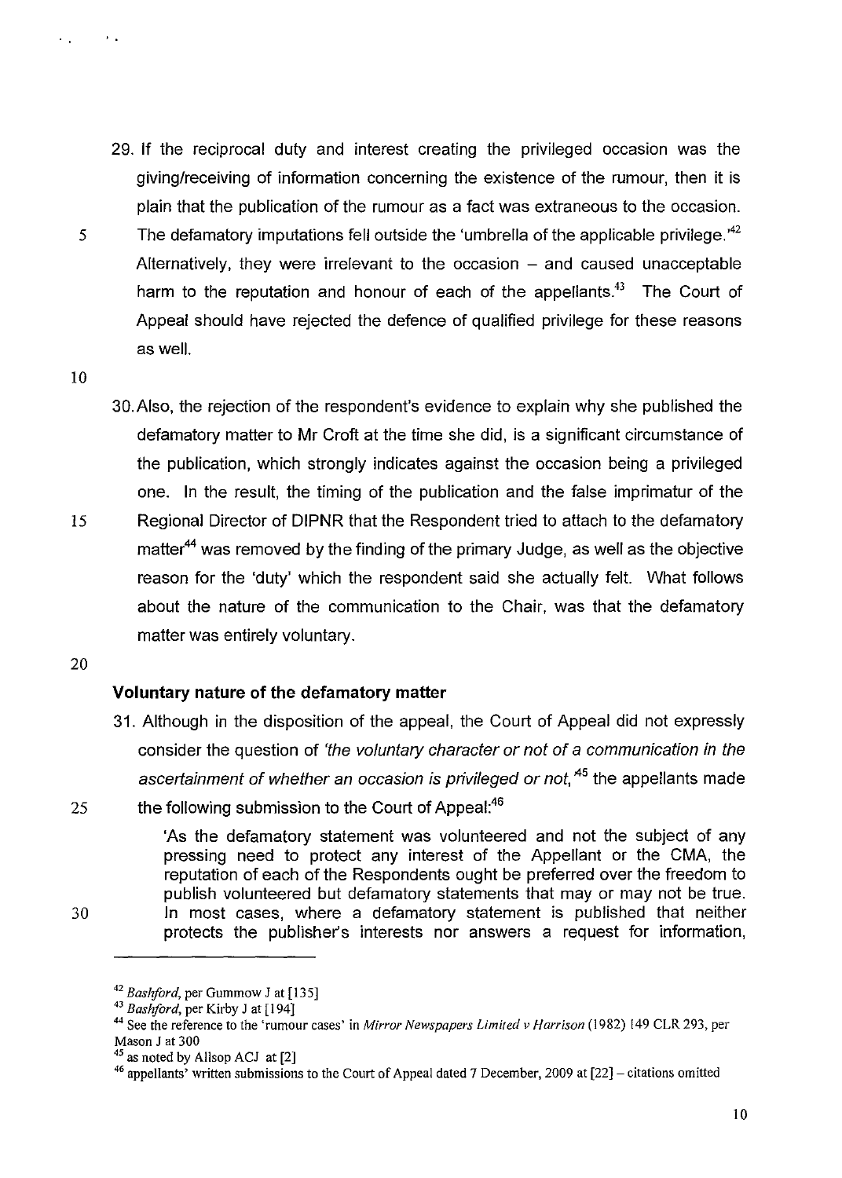29. If the reciprocal duty and interest creating the privileged occasion was the giving/receiving of information concerning the existence of the rumour, then it is plain that the publication of the rumour as a fact was extraneous to the occasion. The defamatory imputations fell outside the 'umbrella of the applicable privilege.'[42] Alternatively, they were irrelevant to the occasion – and caused unacceptable harm to the reputation and honour of each of the appellants.[43] The Court of Appeal should have rejected the defence of qualified privilege for these reasons as well.

30. Also, the rejection of the respondent's evidence to explain why she published the defamatory matter to Mr Croft at the time she did, is a significant circumstance of the publication, which strongly indicates against the occasion being a privileged one. In the result, the timing of the publication and the false imprimatur of the Regional Director of DIPNR that the Respondent tried to attach to the defamatory matter[44] was removed by the finding of the primary Judge, as well as the objective reason for the 'duty' which the respondent said she actually felt. What follows about the nature of the communication to the Chair, was that the defamatory matter was entirely voluntary.

## Voluntary nature of the defamatory matter

31. Although in the disposition of the appeal, the Court of Appeal did not expressly consider the question of *'the voluntary character or not of a communication in the ascertainment of whether an occasion is privileged or not,'*[45] the appellants made the following submission to the Court of Appeal:[46]

> 'As the defamatory statement was volunteered and not the subject of any pressing need to protect any interest of the Appellant or the CMA, the reputation of each of the Respondents ought be preferred over the freedom to publish volunteered but defamatory statements that may or may not be true. In most cases, where a defamatory statement is published that neither protects the publisher's interests nor answers a request for information,

---

[42] *Bashford*, per Gummow J at [135]

[43] *Bashford*, per Kirby J at [194]

[44] See the reference to the 'rumour cases' in *Mirror Newspapers Limited v Harrison* (1982) 149 CLR 293, per Mason J at 300

[45] as noted by Allsop ACJ at [2]

[46] appellants' written submissions to the Court of Appeal dated 7 December, 2009 at [22] – citations omitted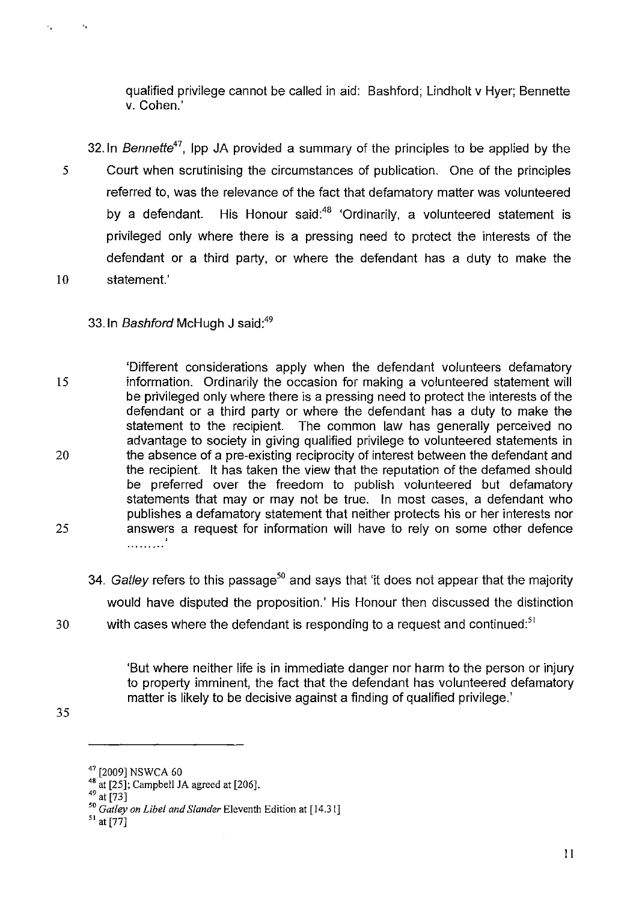qualified privilege cannot be called in aid: Bashford; Lindholt v Hyer; Bennette v. Cohen.'

32. In *Bennette*[47], Ipp JA provided a summary of the principles to be applied by the Court when scrutinising the circumstances of publication. One of the principles referred to, was the relevance of the fact that defamatory matter was volunteered by a defendant. His Honour said:[48] 'Ordinarily, a volunteered statement is privileged only where there is a pressing need to protect the interests of the defendant or a third party, or where the defendant has a duty to make the statement.'

33. In *Bashford* McHugh J said:[49]

> 'Different considerations apply when the defendant volunteers defamatory information. Ordinarily the occasion for making a volunteered statement will be privileged only where there is a pressing need to protect the interests of the defendant or a third party or where the defendant has a duty to make the statement to the recipient. The common law has generally perceived no advantage to society in giving qualified privilege to volunteered statements in the absence of a pre-existing reciprocity of interest between the defendant and the recipient. It has taken the view that the reputation of the defamed should be preferred over the freedom to publish volunteered but defamatory statements that may or may not be true. In most cases, a defendant who publishes a defamatory statement that neither protects his or her interests nor answers a request for information will have to rely on some other defence ………'

34. *Gatley* refers to this passage[50] and says that 'it does not appear that the majority would have disputed the proposition.' His Honour then discussed the distinction with cases where the defendant is responding to a request and continued:[51]

> 'But where neither life is in immediate danger nor harm to the person or injury to property imminent, the fact that the defendant has volunteered defamatory matter is likely to be decisive against a finding of qualified privilege.'

---

[47] [2009] NSWCA 60

[48] at [25]; Campbell JA agreed at [206].

[49] at [73]

[50] *Gatley on Libel and Slander* Eleventh Edition at [14.31]

[51] at [77]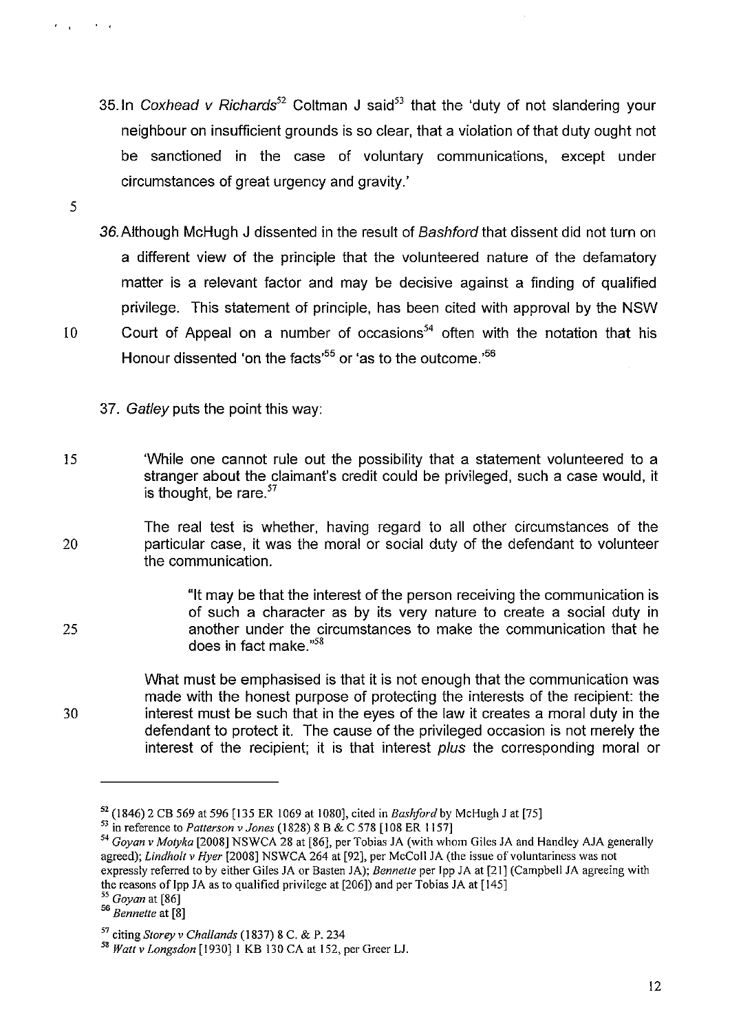35. In *Coxhead v Richards*[52] Coltman J said[53] that the 'duty of not slandering your neighbour on insufficient grounds is so clear, that a violation of that duty ought not be sanctioned in the case of voluntary communications, except under circumstances of great urgency and gravity.'

36. Although McHugh J dissented in the result of *Bashford* that dissent did not turn on a different view of the principle that the volunteered nature of the defamatory matter is a relevant factor and may be decisive against a finding of qualified privilege. This statement of principle, has been cited with approval by the NSW Court of Appeal on a number of occasions[54] often with the notation that his Honour dissented 'on the facts'[55] or 'as to the outcome.'[56]

37. *Gatley* puts the point this way:

> 'While one cannot rule out the possibility that a statement volunteered to a stranger about the claimant's credit could be privileged, such a case would, it is thought, be rare.[57]
>
> The real test is whether, having regard to all other circumstances of the particular case, it was the moral or social duty of the defendant to volunteer the communication.
>
> > "It may be that the interest of the person receiving the communication is of such a character as by its very nature to create a social duty in another under the circumstances to make the communication that he does in fact make."[58]
>
> What must be emphasised is that it is not enough that the communication was made with the honest purpose of protecting the interests of the recipient: the interest must be such that in the eyes of the law it creates a moral duty in the defendant to protect it. The cause of the privileged occasion is not merely the interest of the recipient; it is that interest *plus* the corresponding moral or

---

[52] (1846) 2 CB 569 at 596 [135 ER 1069 at 1080], cited in *Bashford* by McHugh J at [75]

[53] in reference to *Patterson v Jones* (1828) 8 B & C 578 [108 ER 1157]

[54] *Goyan v Motyka* [2008] NSWCA 28 at [86], per Tobias JA (with whom Giles JA and Handley AJA generally agreed); *Lindholt v Hyer* [2008] NSWCA 264 at [92], per McColl JA (the issue of voluntariness was not expressly referred to by either Giles JA or Basten JA); *Bennette* per Ipp JA at [21] (Campbell JA agreeing with the reasons of Ipp JA as to qualified privilege at [206]) and per Tobias JA at [145]

[55] *Goyan* at [86]

[56] *Bennette* at [8]

[57] citing *Storey v Challands* (1837) 8 C. & P. 234

[58] *Watt v Longsdon* [1930] 1 KB 130 CA at 152, per Greer LJ.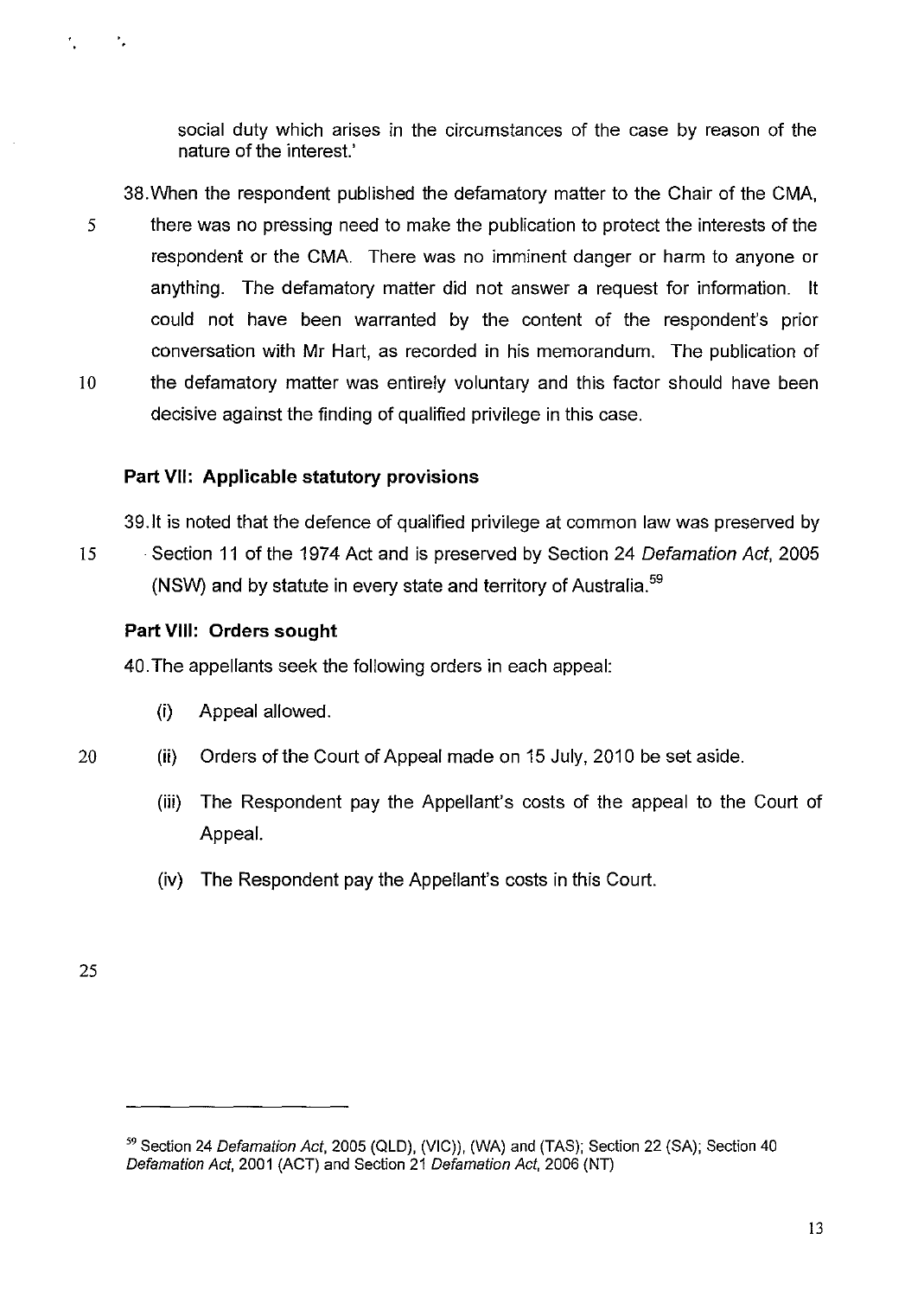social duty which arises in the circumstances of the case by reason of the nature of the interest.'

38. When the respondent published the defamatory matter to the Chair of the CMA, there was no pressing need to make the publication to protect the interests of the respondent or the CMA. There was no imminent danger or harm to anyone or anything. The defamatory matter did not answer a request for information. It could not have been warranted by the content of the respondent's prior conversation with Mr Hart, as recorded in his memorandum. The publication of the defamatory matter was entirely voluntary and this factor should have been decisive against the finding of qualified privilege in this case.

### Part VII: Applicable statutory provisions

39. It is noted that the defence of qualified privilege at common law was preserved by Section 11 of the 1974 Act and is preserved by Section 24 *Defamation Act*, 2005 (NSW) and by statute in every state and territory of Australia.[59]

### Part VIII: Orders sought

40. The appellants seek the following orders in each appeal:

(i) Appeal allowed.

(ii) Orders of the Court of Appeal made on 15 July, 2010 be set aside.

(iii) The Respondent pay the Appellant's costs of the appeal to the Court of Appeal.

(iv) The Respondent pay the Appellant's costs in this Court.

---

[59] Section 24 *Defamation Act*, 2005 (QLD), (VIC)), (WA) and (TAS); Section 22 (SA); Section 40 *Defamation Act*, 2001 (ACT) and Section 21 *Defamation Act*, 2006 (NT)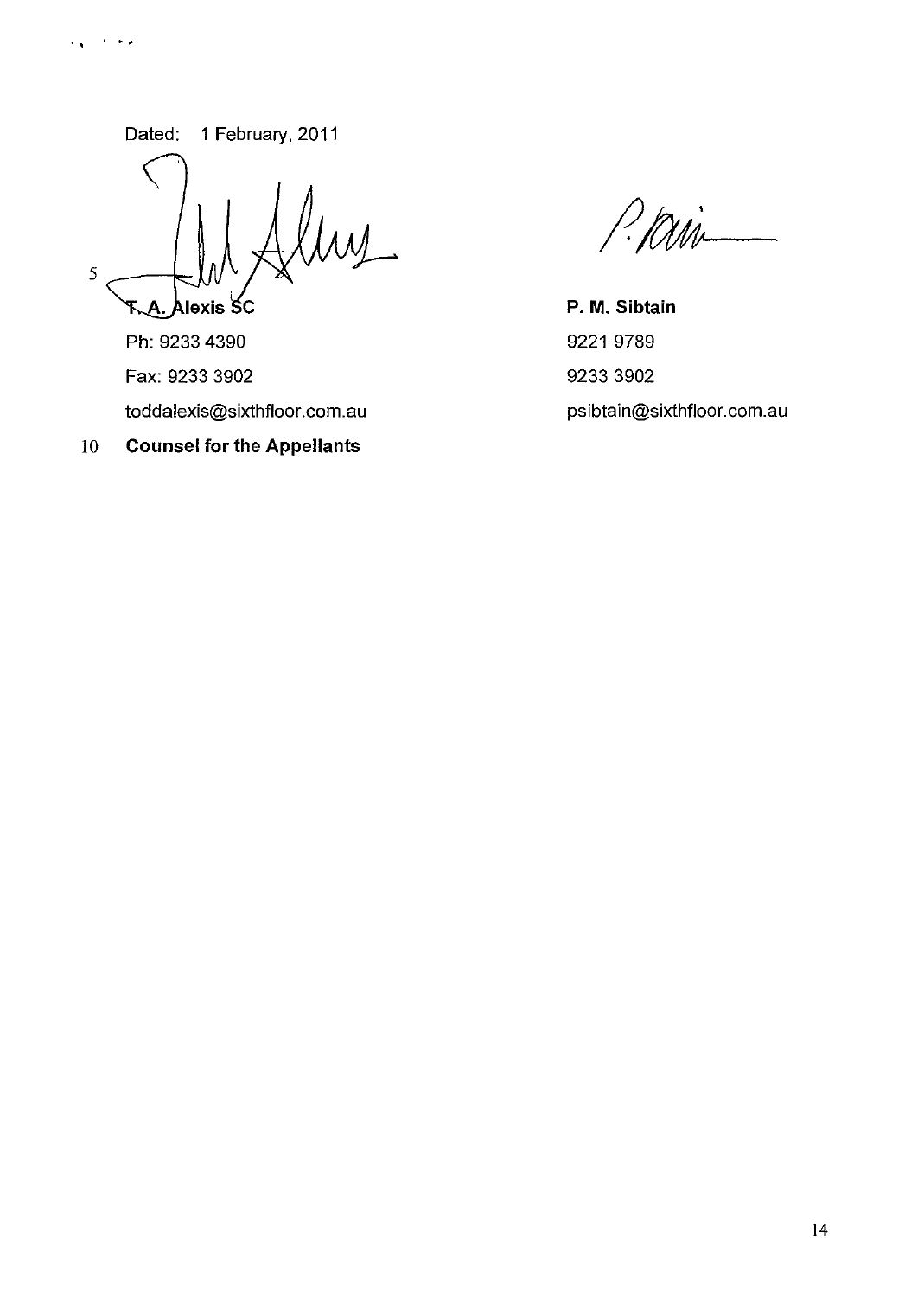Dated: 1 February, 2011

**T. A. Alexis SC**

Ph: 9233 4390

Fax: 9233 3902

toddalexis@sixthfloor.com.au

**Counsel for the Appellants**

**P. M. Sibtain**

9221 9789

9233 3902

psibtain@sixthfloor.com.au